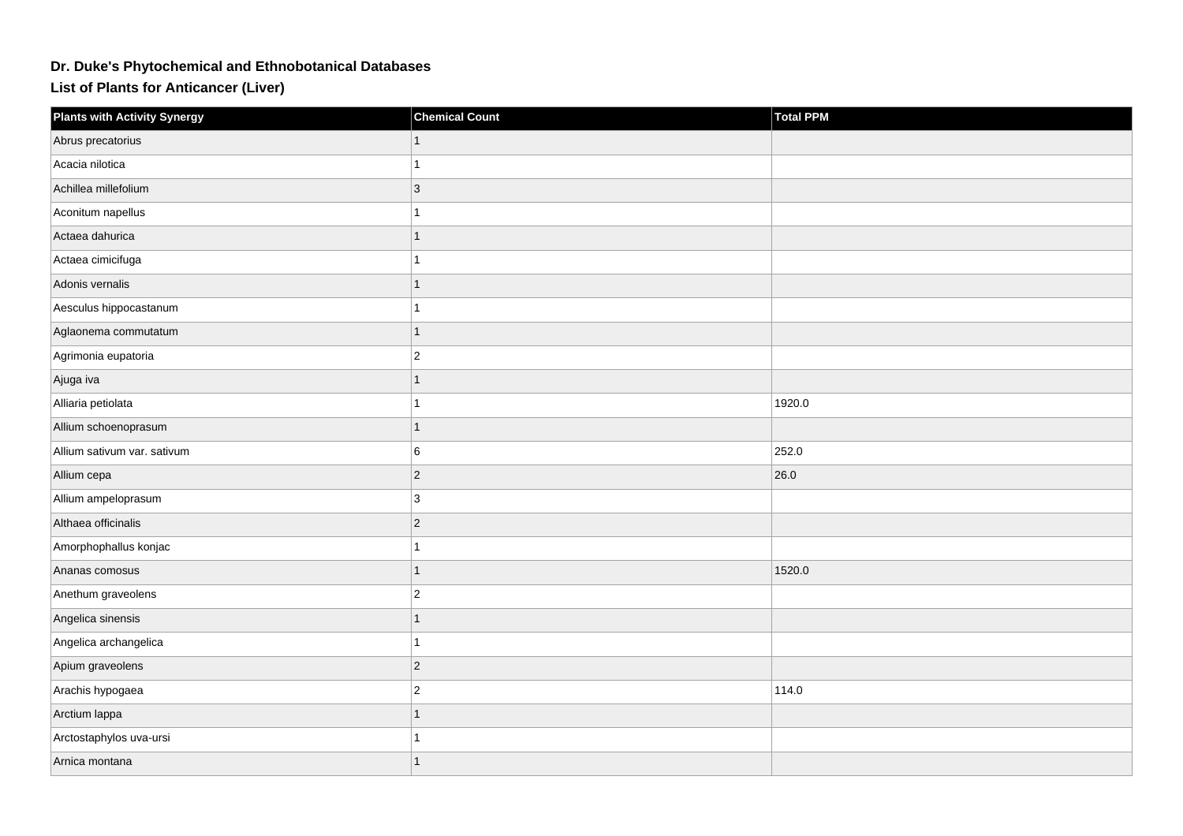# Dr. Duke's Phytochemical and Ethnobotanical Databases

## List of Plants for Anticancer (Liver)

| Plants with Activity Synergy | Chemical Count | Total PPM |
|---|---|---|
| Abrus precatorius | 1 | |
| Acacia nilotica | 1 | |
| Achillea millefolium | 3 | |
| Aconitum napellus | 1 | |
| Actaea dahurica | 1 | |
| Actaea cimicifuga | 1 | |
| Adonis vernalis | 1 | |
| Aesculus hippocastanum | 1 | |
| Aglaonema commutatum | 1 | |
| Agrimonia eupatoria | 2 | |
| Ajuga iva | 1 | |
| Alliaria petiolata | 1 | 1920.0 |
| Allium schoenoprasum | 1 | |
| Allium sativum var. sativum | 6 | 252.0 |
| Allium cepa | 2 | 26.0 |
| Allium ampeloprasum | 3 | |
| Althaea officinalis | 2 | |
| Amorphophallus konjac | 1 | |
| Ananas comosus | 1 | 1520.0 |
| Anethum graveolens | 2 | |
| Angelica sinensis | 1 | |
| Angelica archangelica | 1 | |
| Apium graveolens | 2 | |
| Arachis hypogaea | 2 | 114.0 |
| Arctium lappa | 1 | |
| Arctostaphylos uva-ursi | 1 | |
| Arnica montana | 1 | |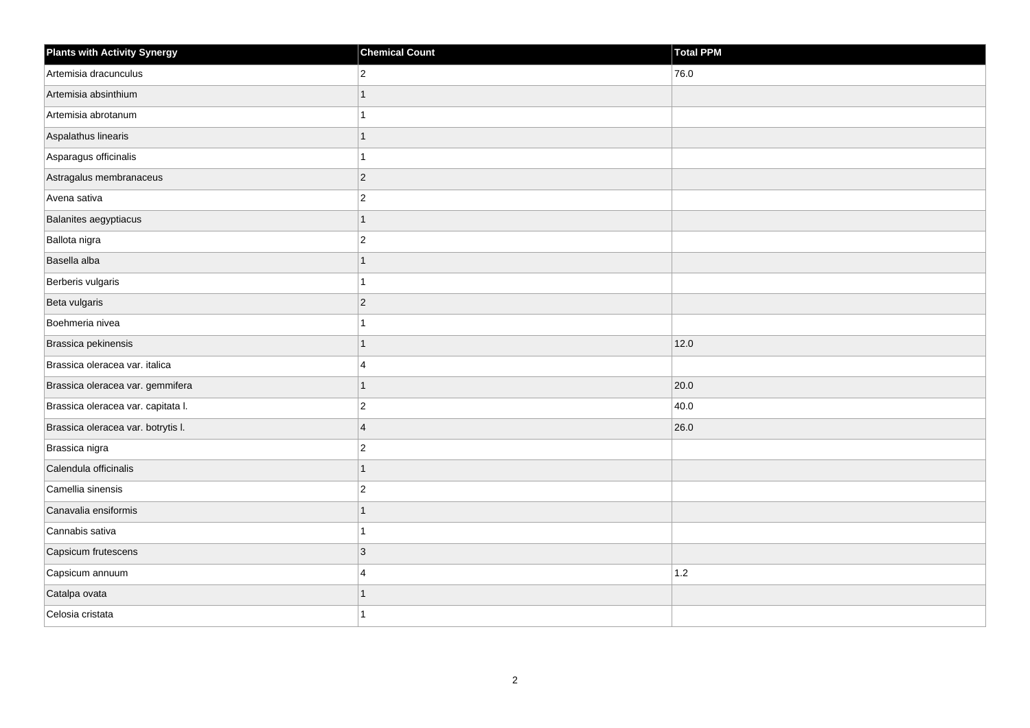| Plants with Activity Synergy | Chemical Count | Total PPM |
| --- | --- | --- |
| Artemisia dracunculus | 2 | 76.0 |
| Artemisia absinthium | 1 | |
| Artemisia abrotanum | 1 | |
| Aspalathus linearis | 1 | |
| Asparagus officinalis | 1 | |
| Astragalus membranaceus | 2 | |
| Avena sativa | 2 | |
| Balanites aegyptiacus | 1 | |
| Ballota nigra | 2 | |
| Basella alba | 1 | |
| Berberis vulgaris | 1 | |
| Beta vulgaris | 2 | |
| Boehmeria nivea | 1 | |
| Brassica pekinensis | 1 | 12.0 |
| Brassica oleracea var. italica | 4 | |
| Brassica oleracea var. gemmifera | 1 | 20.0 |
| Brassica oleracea var. capitata l. | 2 | 40.0 |
| Brassica oleracea var. botrytis l. | 4 | 26.0 |
| Brassica nigra | 2 | |
| Calendula officinalis | 1 | |
| Camellia sinensis | 2 | |
| Canavalia ensiformis | 1 | |
| Cannabis sativa | 1 | |
| Capsicum frutescens | 3 | |
| Capsicum annuum | 4 | 1.2 |
| Catalpa ovata | 1 | |
| Celosia cristata | 1 | |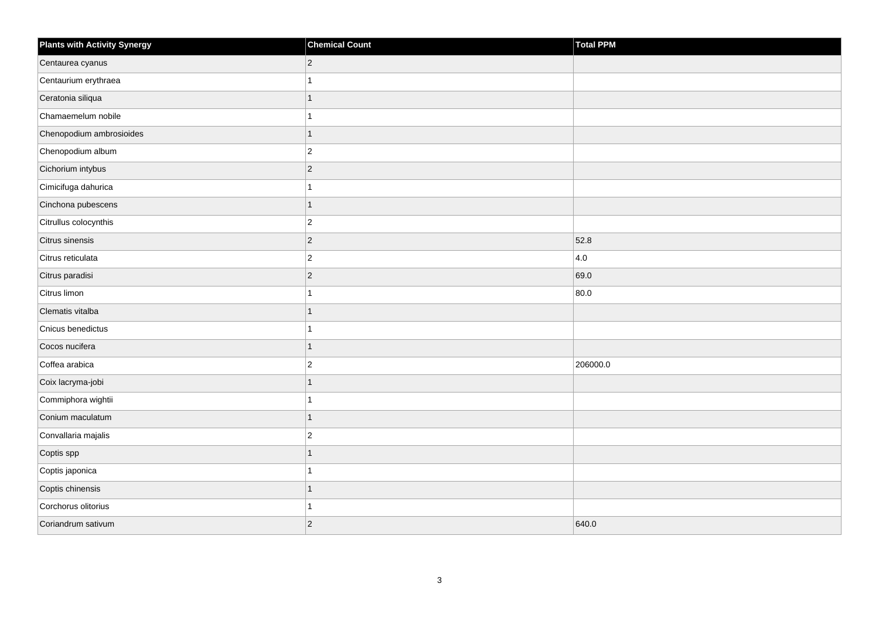| Plants with Activity Synergy | Chemical Count | Total PPM |
| --- | --- | --- |
| Centaurea cyanus | 2 | |
| Centaurium erythraea | 1 | |
| Ceratonia siliqua | 1 | |
| Chamaemelum nobile | 1 | |
| Chenopodium ambrosioides | 1 | |
| Chenopodium album | 2 | |
| Cichorium intybus | 2 | |
| Cimicifuga dahurica | 1 | |
| Cinchona pubescens | 1 | |
| Citrullus colocynthis | 2 | |
| Citrus sinensis | 2 | 52.8 |
| Citrus reticulata | 2 | 4.0 |
| Citrus paradisi | 2 | 69.0 |
| Citrus limon | 1 | 80.0 |
| Clematis vitalba | 1 | |
| Cnicus benedictus | 1 | |
| Cocos nucifera | 1 | |
| Coffea arabica | 2 | 206000.0 |
| Coix lacryma-jobi | 1 | |
| Commiphora wightii | 1 | |
| Conium maculatum | 1 | |
| Convallaria majalis | 2 | |
| Coptis spp | 1 | |
| Coptis japonica | 1 | |
| Coptis chinensis | 1 | |
| Corchorus olitorius | 1 | |
| Coriandrum sativum | 2 | 640.0 |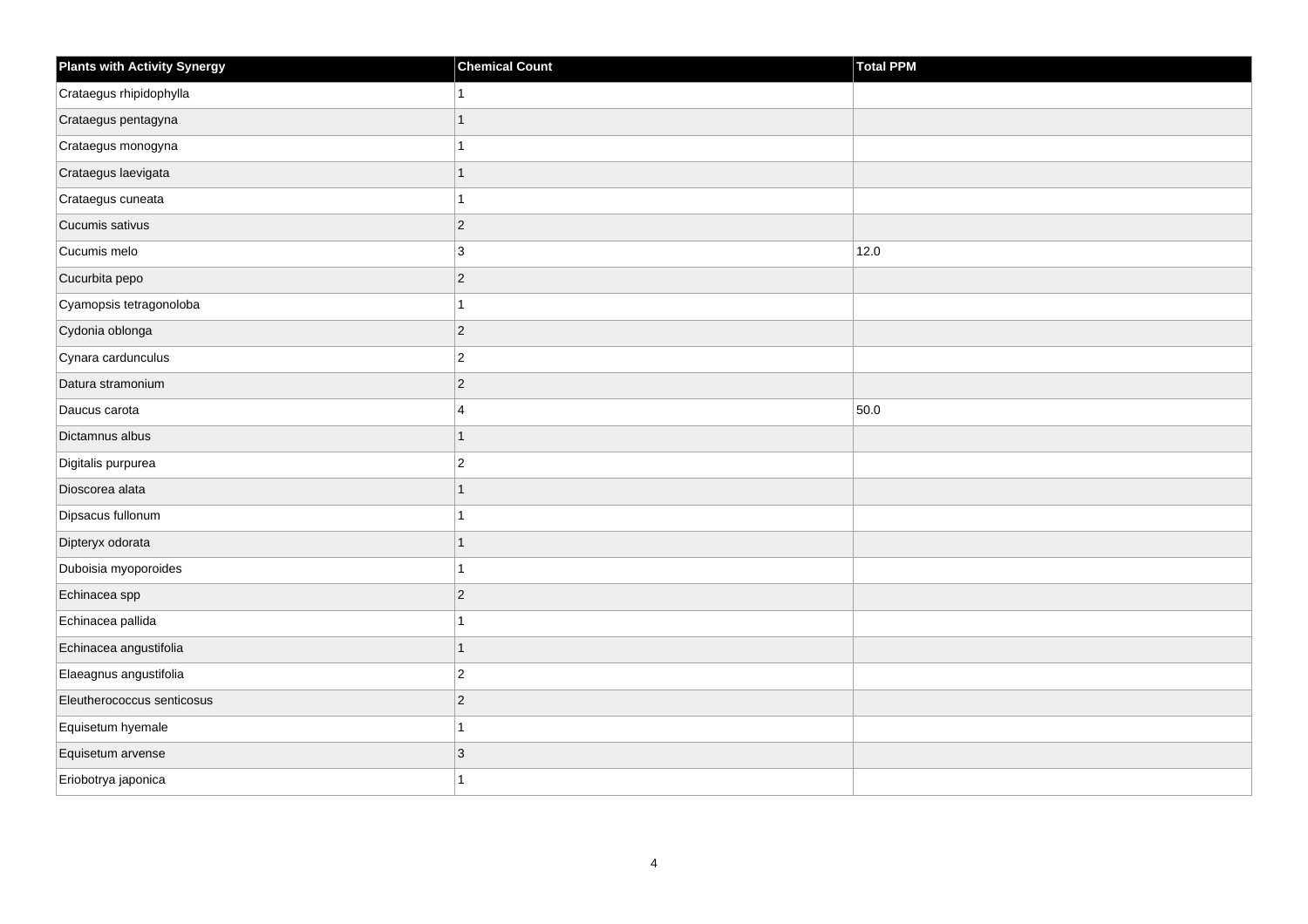| Plants with Activity Synergy | Chemical Count | Total PPM |
| --- | --- | --- |
| Crataegus rhipidophylla | 1 | |
| Crataegus pentagyna | 1 | |
| Crataegus monogyna | 1 | |
| Crataegus laevigata | 1 | |
| Crataegus cuneata | 1 | |
| Cucumis sativus | 2 | |
| Cucumis melo | 3 | 12.0 |
| Cucurbita pepo | 2 | |
| Cyamopsis tetragonoloba | 1 | |
| Cydonia oblonga | 2 | |
| Cynara cardunculus | 2 | |
| Datura stramonium | 2 | |
| Daucus carota | 4 | 50.0 |
| Dictamnus albus | 1 | |
| Digitalis purpurea | 2 | |
| Dioscorea alata | 1 | |
| Dipsacus fullonum | 1 | |
| Dipteryx odorata | 1 | |
| Duboisia myoporoides | 1 | |
| Echinacea spp | 2 | |
| Echinacea pallida | 1 | |
| Echinacea angustifolia | 1 | |
| Elaeagnus angustifolia | 2 | |
| Eleutherococcus senticosus | 2 | |
| Equisetum hyemale | 1 | |
| Equisetum arvense | 3 | |
| Eriobotrya japonica | 1 | |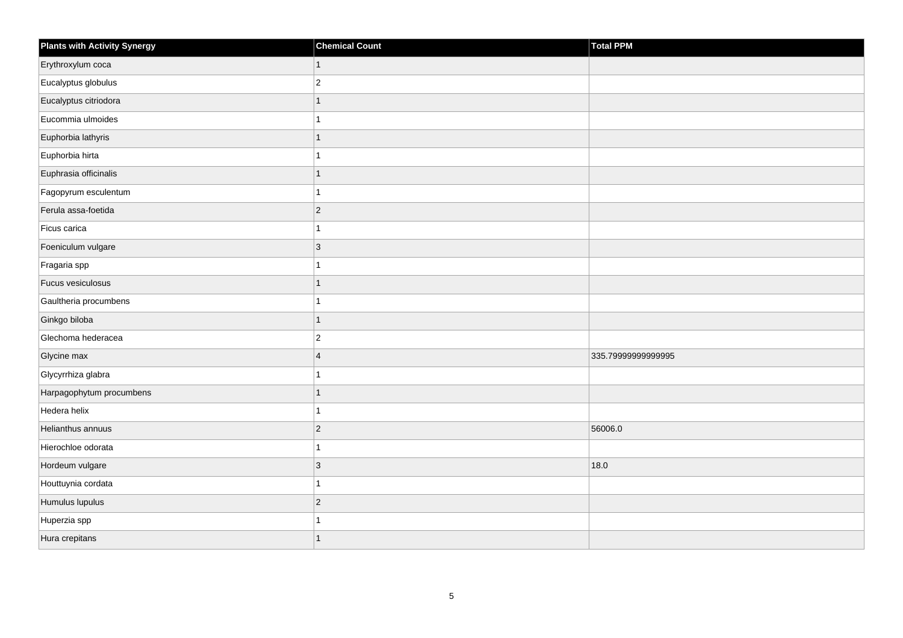| Plants with Activity Synergy | Chemical Count | Total PPM |
| --- | --- | --- |
| Erythroxylum coca | 1 | |
| Eucalyptus globulus | 2 | |
| Eucalyptus citriodora | 1 | |
| Eucommia ulmoides | 1 | |
| Euphorbia lathyris | 1 | |
| Euphorbia hirta | 1 | |
| Euphrasia officinalis | 1 | |
| Fagopyrum esculentum | 1 | |
| Ferula assa-foetida | 2 | |
| Ficus carica | 1 | |
| Foeniculum vulgare | 3 | |
| Fragaria spp | 1 | |
| Fucus vesiculosus | 1 | |
| Gaultheria procumbens | 1 | |
| Ginkgo biloba | 1 | |
| Glechoma hederacea | 2 | |
| Glycine max | 4 | 335.79999999999995 |
| Glycyrrhiza glabra | 1 | |
| Harpagophytum procumbens | 1 | |
| Hedera helix | 1 | |
| Helianthus annuus | 2 | 56006.0 |
| Hierochloe odorata | 1 | |
| Hordeum vulgare | 3 | 18.0 |
| Houttuynia cordata | 1 | |
| Humulus lupulus | 2 | |
| Huperzia spp | 1 | |
| Hura crepitans | 1 | |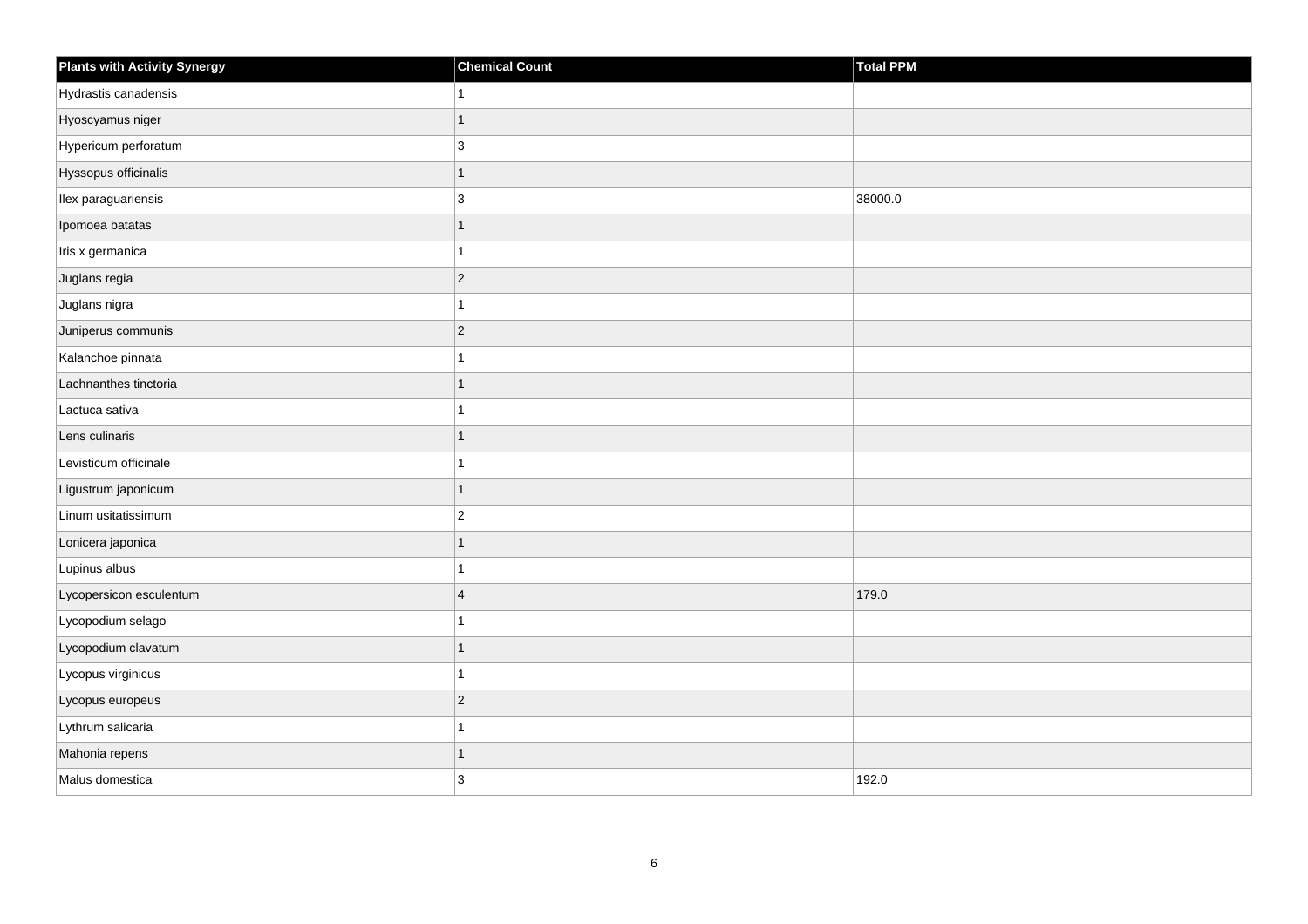| Plants with Activity Synergy | Chemical Count | Total PPM |
| --- | --- | --- |
| Hydrastis canadensis | 1 | |
| Hyoscyamus niger | 1 | |
| Hypericum perforatum | 3 | |
| Hyssopus officinalis | 1 | |
| Ilex paraguariensis | 3 | 38000.0 |
| Ipomoea batatas | 1 | |
| Iris x germanica | 1 | |
| Juglans regia | 2 | |
| Juglans nigra | 1 | |
| Juniperus communis | 2 | |
| Kalanchoe pinnata | 1 | |
| Lachnanthes tinctoria | 1 | |
| Lactuca sativa | 1 | |
| Lens culinaris | 1 | |
| Levisticum officinale | 1 | |
| Ligustrum japonicum | 1 | |
| Linum usitatissimum | 2 | |
| Lonicera japonica | 1 | |
| Lupinus albus | 1 | |
| Lycopersicon esculentum | 4 | 179.0 |
| Lycopodium selago | 1 | |
| Lycopodium clavatum | 1 | |
| Lycopus virginicus | 1 | |
| Lycopus europeus | 2 | |
| Lythrum salicaria | 1 | |
| Mahonia repens | 1 | |
| Malus domestica | 3 | 192.0 |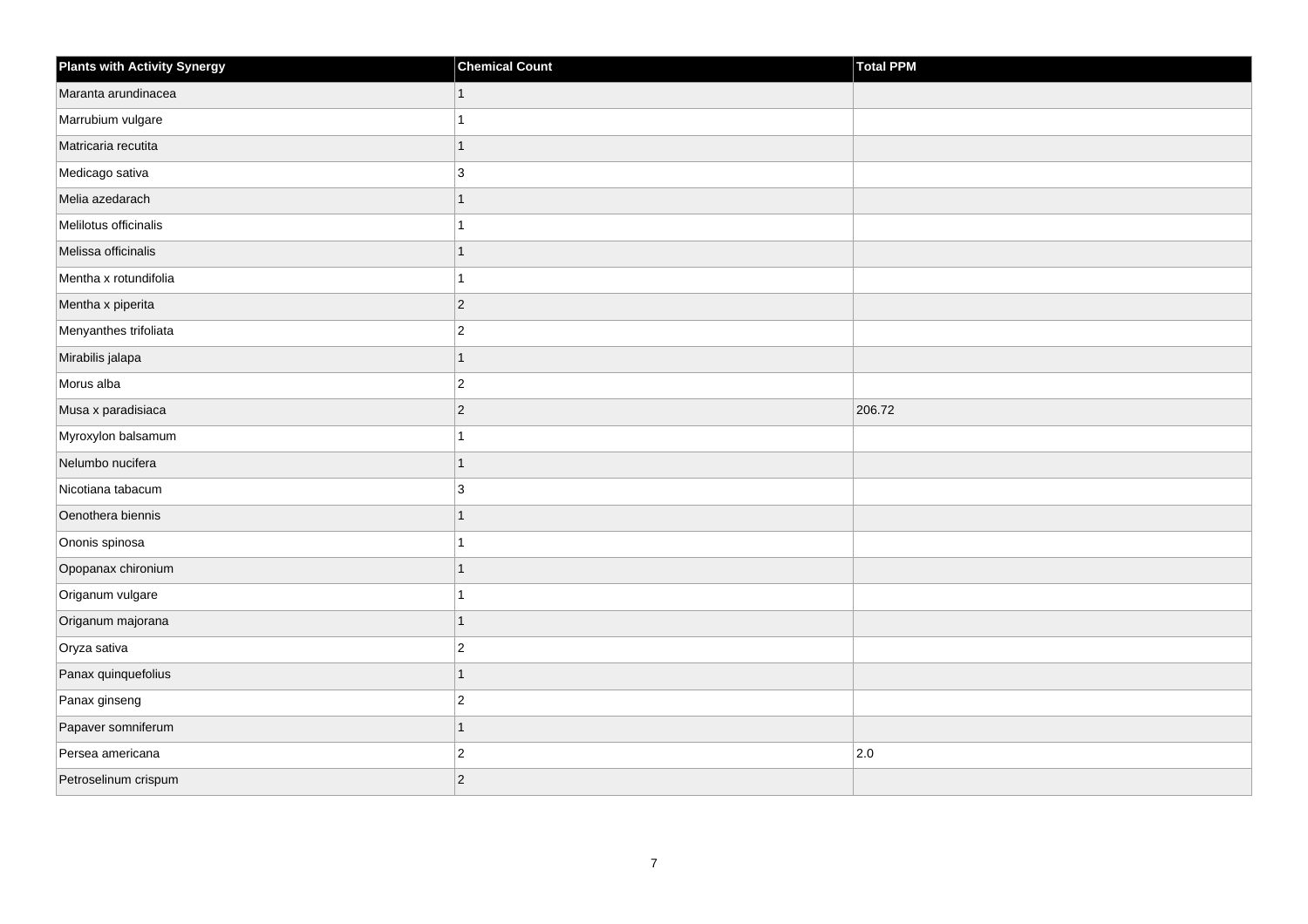| Plants with Activity Synergy | Chemical Count | Total PPM |
| --- | --- | --- |
| Maranta arundinacea | 1 | |
| Marrubium vulgare | 1 | |
| Matricaria recutita | 1 | |
| Medicago sativa | 3 | |
| Melia azedarach | 1 | |
| Melilotus officinalis | 1 | |
| Melissa officinalis | 1 | |
| Mentha x rotundifolia | 1 | |
| Mentha x piperita | 2 | |
| Menyanthes trifoliata | 2 | |
| Mirabilis jalapa | 1 | |
| Morus alba | 2 | |
| Musa x paradisiaca | 2 | 206.72 |
| Myroxylon balsamum | 1 | |
| Nelumbo nucifera | 1 | |
| Nicotiana tabacum | 3 | |
| Oenothera biennis | 1 | |
| Ononis spinosa | 1 | |
| Opopanax chironium | 1 | |
| Origanum vulgare | 1 | |
| Origanum majorana | 1 | |
| Oryza sativa | 2 | |
| Panax quinquefolius | 1 | |
| Panax ginseng | 2 | |
| Papaver somniferum | 1 | |
| Persea americana | 2 | 2.0 |
| Petroselinum crispum | 2 | |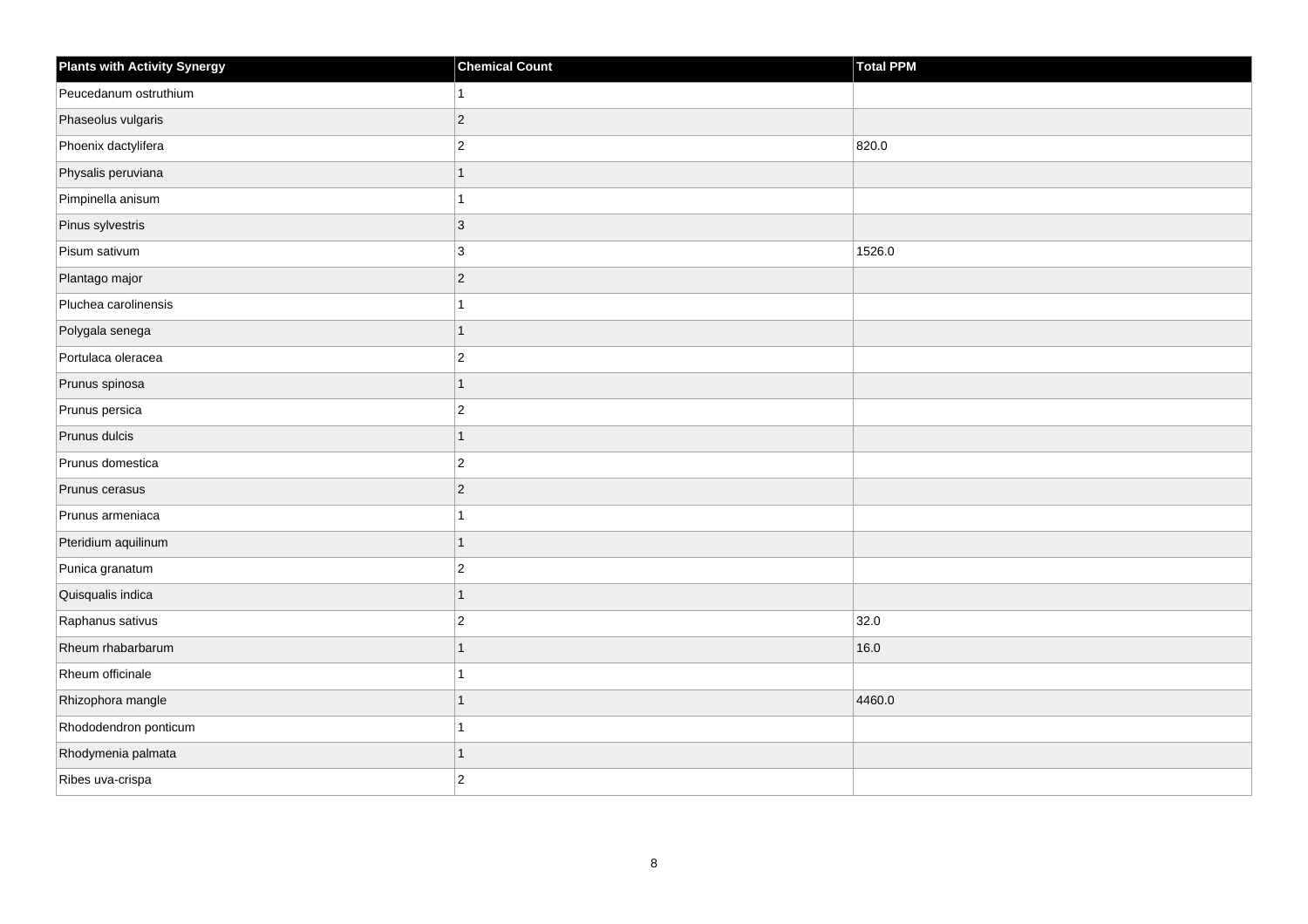| Plants with Activity Synergy | Chemical Count | Total PPM |
| --- | --- | --- |
| Peucedanum ostruthium | 1 | |
| Phaseolus vulgaris | 2 | |
| Phoenix dactylifera | 2 | 820.0 |
| Physalis peruviana | 1 | |
| Pimpinella anisum | 1 | |
| Pinus sylvestris | 3 | |
| Pisum sativum | 3 | 1526.0 |
| Plantago major | 2 | |
| Pluchea carolinensis | 1 | |
| Polygala senega | 1 | |
| Portulaca oleracea | 2 | |
| Prunus spinosa | 1 | |
| Prunus persica | 2 | |
| Prunus dulcis | 1 | |
| Prunus domestica | 2 | |
| Prunus cerasus | 2 | |
| Prunus armeniaca | 1 | |
| Pteridium aquilinum | 1 | |
| Punica granatum | 2 | |
| Quisqualis indica | 1 | |
| Raphanus sativus | 2 | 32.0 |
| Rheum rhabarbarum | 1 | 16.0 |
| Rheum officinale | 1 | |
| Rhizophora mangle | 1 | 4460.0 |
| Rhododendron ponticum | 1 | |
| Rhodymenia palmata | 1 | |
| Ribes uva-crispa | 2 | |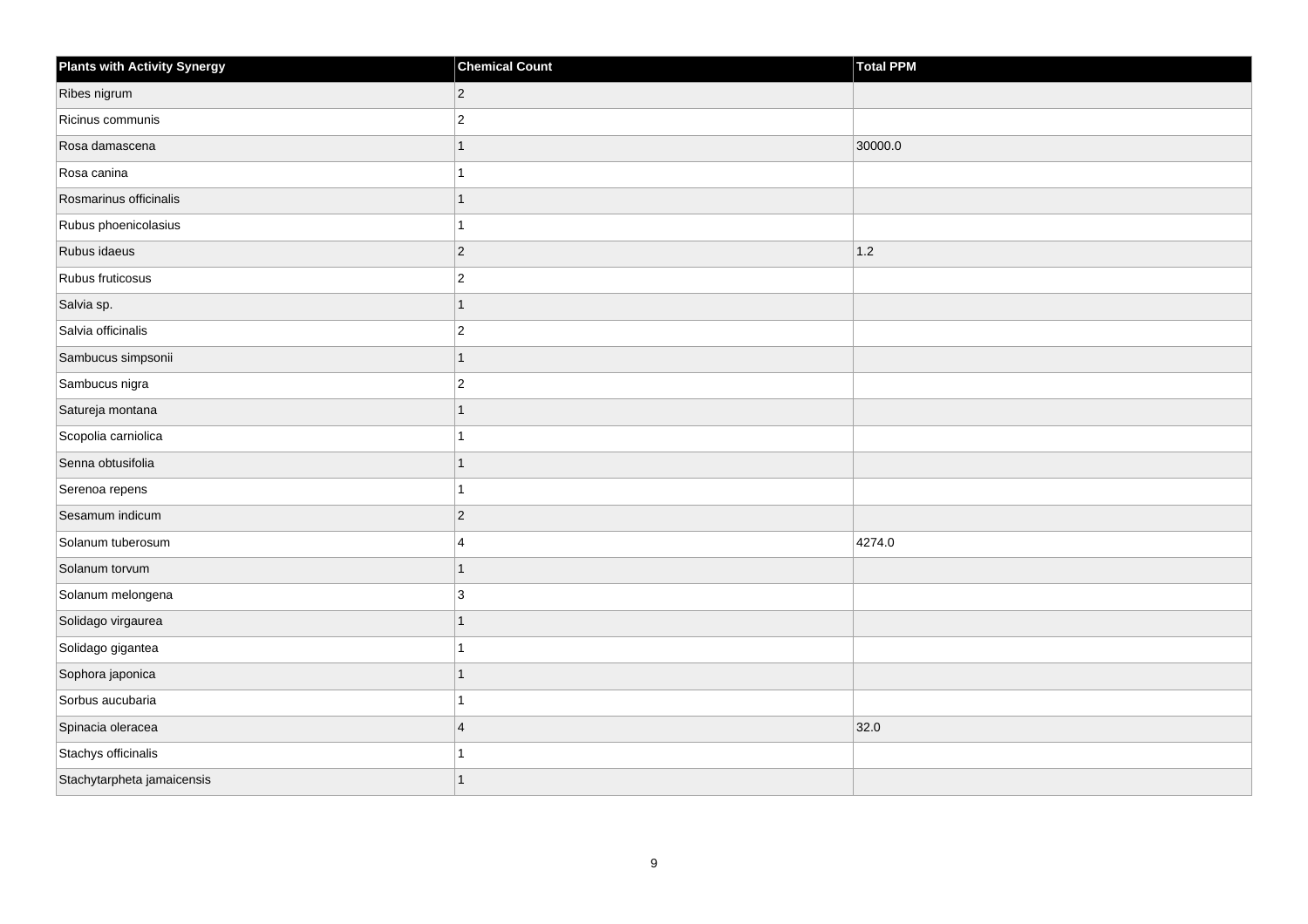| Plants with Activity Synergy | Chemical Count | Total PPM |
| --- | --- | --- |
| Ribes nigrum | 2 | |
| Ricinus communis | 2 | |
| Rosa damascena | 1 | 30000.0 |
| Rosa canina | 1 | |
| Rosmarinus officinalis | 1 | |
| Rubus phoenicolasius | 1 | |
| Rubus idaeus | 2 | 1.2 |
| Rubus fruticosus | 2 | |
| Salvia sp. | 1 | |
| Salvia officinalis | 2 | |
| Sambucus simpsonii | 1 | |
| Sambucus nigra | 2 | |
| Satureja montana | 1 | |
| Scopolia carniolica | 1 | |
| Senna obtusifolia | 1 | |
| Serenoa repens | 1 | |
| Sesamum indicum | 2 | |
| Solanum tuberosum | 4 | 4274.0 |
| Solanum torvum | 1 | |
| Solanum melongena | 3 | |
| Solidago virgaurea | 1 | |
| Solidago gigantea | 1 | |
| Sophora japonica | 1 | |
| Sorbus aucubaria | 1 | |
| Spinacia oleracea | 4 | 32.0 |
| Stachys officinalis | 1 | |
| Stachytarpheta jamaicensis | 1 | |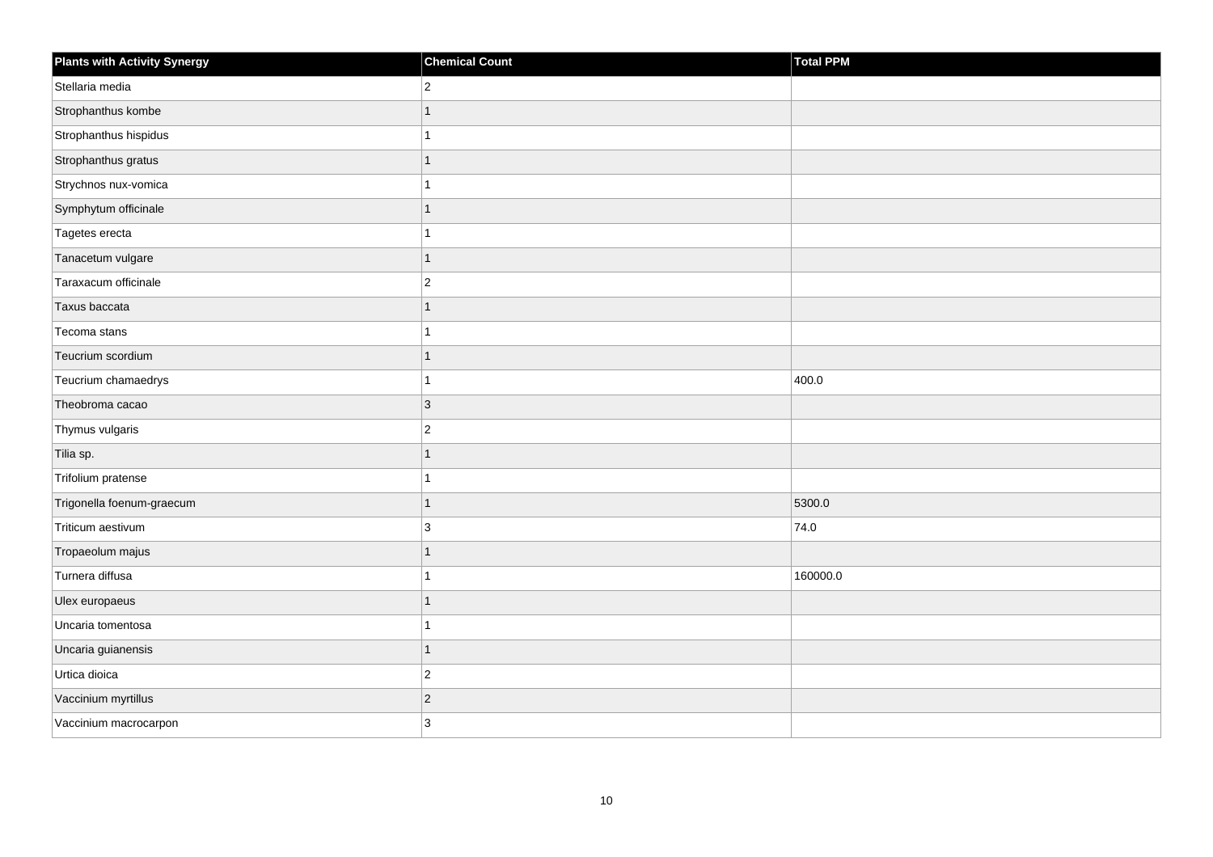| Plants with Activity Synergy | Chemical Count | Total PPM |
|---|---|---|
| Stellaria media | 2 | |
| Strophanthus kombe | 1 | |
| Strophanthus hispidus | 1 | |
| Strophanthus gratus | 1 | |
| Strychnos nux-vomica | 1 | |
| Symphytum officinale | 1 | |
| Tagetes erecta | 1 | |
| Tanacetum vulgare | 1 | |
| Taraxacum officinale | 2 | |
| Taxus baccata | 1 | |
| Tecoma stans | 1 | |
| Teucrium scordium | 1 | |
| Teucrium chamaedrys | 1 | 400.0 |
| Theobroma cacao | 3 | |
| Thymus vulgaris | 2 | |
| Tilia sp. | 1 | |
| Trifolium pratense | 1 | |
| Trigonella foenum-graecum | 1 | 5300.0 |
| Triticum aestivum | 3 | 74.0 |
| Tropaeolum majus | 1 | |
| Turnera diffusa | 1 | 160000.0 |
| Ulex europaeus | 1 | |
| Uncaria tomentosa | 1 | |
| Uncaria guianensis | 1 | |
| Urtica dioica | 2 | |
| Vaccinium myrtillus | 2 | |
| Vaccinium macrocarpon | 3 | |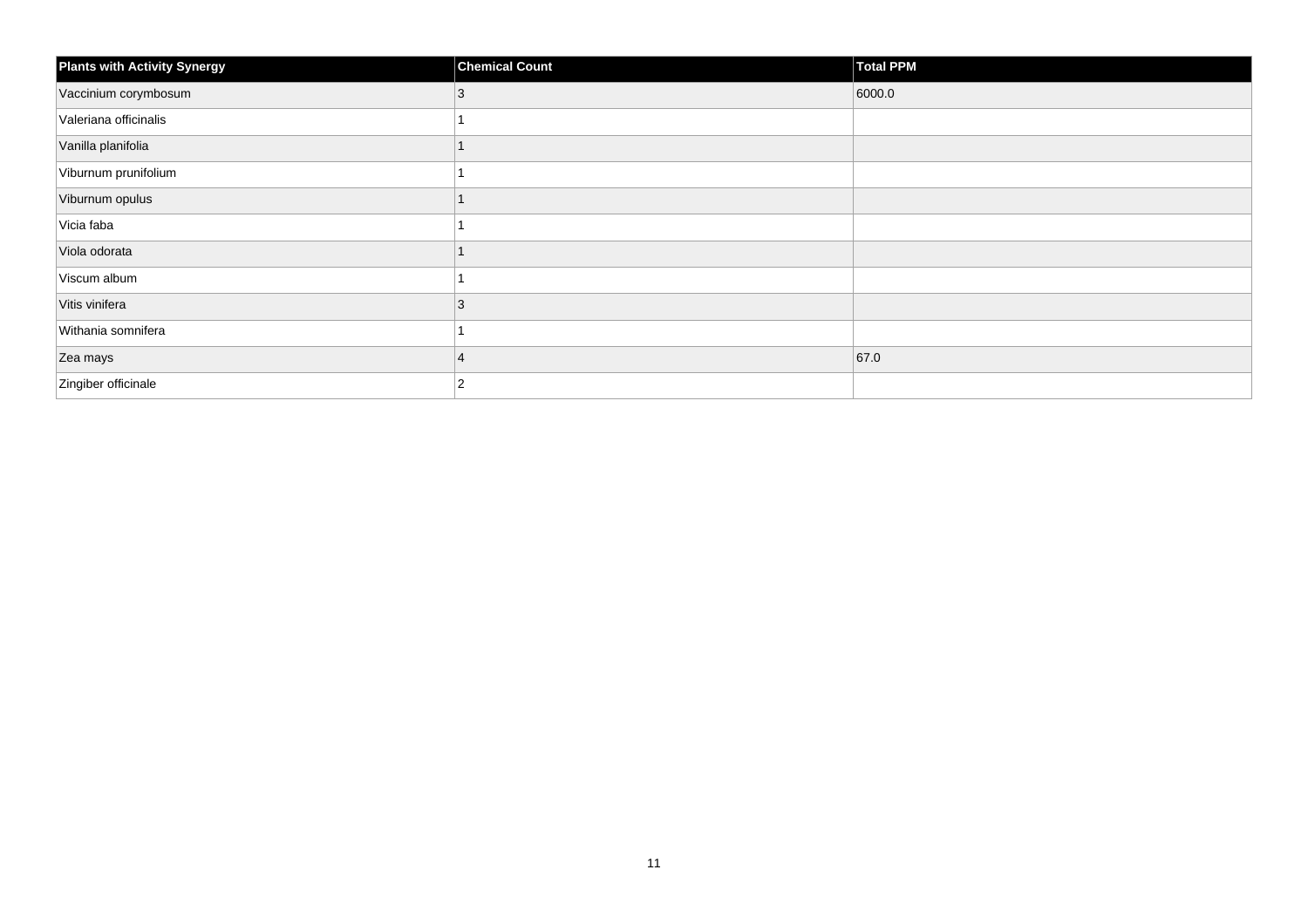| Plants with Activity Synergy | Chemical Count | Total PPM |
| --- | --- | --- |
| Vaccinium corymbosum | 3 | 6000.0 |
| Valeriana officinalis | 1 | |
| Vanilla planifolia | 1 | |
| Viburnum prunifolium | 1 | |
| Viburnum opulus | 1 | |
| Vicia faba | 1 | |
| Viola odorata | 1 | |
| Viscum album | 1 | |
| Vitis vinifera | 3 | |
| Withania somnifera | 1 | |
| Zea mays | 4 | 67.0 |
| Zingiber officinale | 2 | |